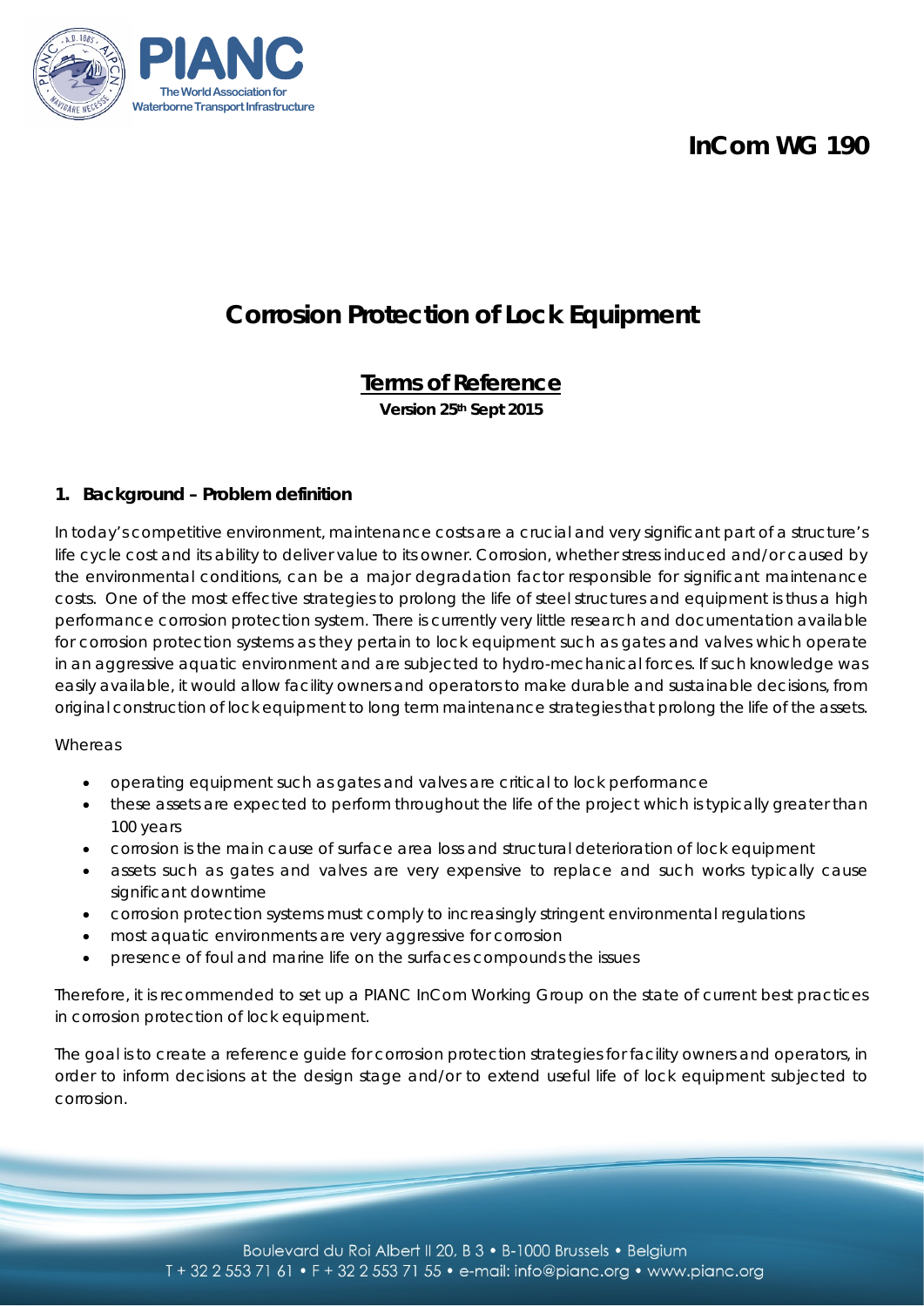# InCom WG 190

# Corrosion Protection of Lock Equipment

## Terms of Reference

**Version 25th Sept 2015**

### 1. Background – Problem definition

In today's competitive environment, maintenance costs are a crucial and very significant part of a structure's life cycle cost and its ability to deliver value to its owner. Corrosion, whether stress induced and/or caused by the environmental conditions, can be a major degradation factor responsible for significant maintenance costs. One of the most effective strategies to prolong the life of steel structures and equipment is thus a high performance corrosion protection system. There is currently very little research and documentation available for corrosion protection systems as they pertain to lock equipment such as gates and valves which operate in an aggressive aquatic environment and are subjected to hydro-mechanical forces. If such knowledge was easily available, it would allow facility owners and operators to make durable and sustainable decisions, from original construction of lock equipment to long term maintenance strategies that prolong the life of the assets.

Whereas

- operating equipment such as gates and valves are critical to lock performance
- these assets are expected to perform throughout the life of the project which is typically greater than 100 years
- corrosion is the main cause of surface area loss and structural deterioration of lock equipment
- assets such as gates and valves are very expensive to replace and such works typically cause significant downtime
- corrosion protection systems must comply to increasingly stringent environmental regulations
- most aquatic environments are very aggressive for corrosion
- presence of foul and marine life on the surfaces compounds the issues

Therefore, it is recommended to set up a PIANC InCom Working Group on the state of current best practices in corrosion protection of lock equipment.

The goal is to create a reference guide for corrosion protection strategies for facility owners and operators, in order to inform decisions at the design stage and/or to extend useful life of lock equipment subjected to corrosion.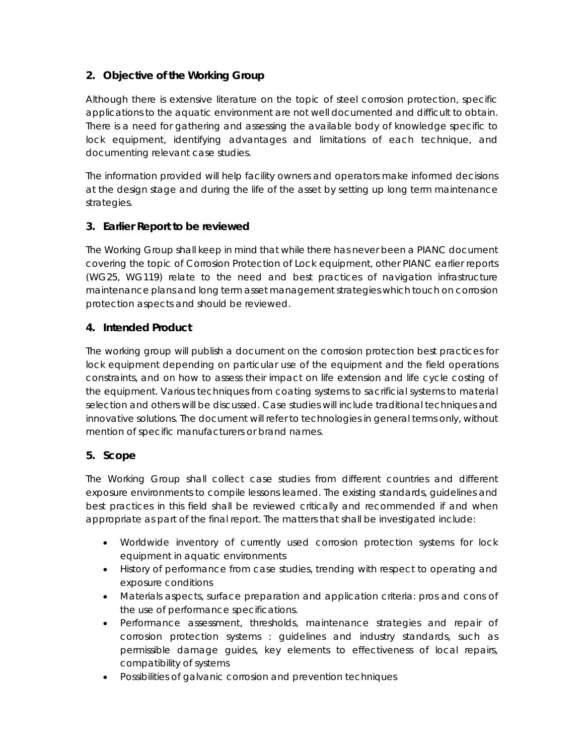## 2. Objective of the Working Group

Although there is extensive literature on the topic of steel corrosion protection, specific applications to the aquatic environment are not well documented and difficult to obtain. There is a need for gathering and assessing the available body of knowledge specific to lock equipment, identifying advantages and limitations of each technique, and documenting relevant case studies.

The information provided will help facility owners and operators make informed decisions at the design stage and during the life of the asset by setting up long term maintenance strategies.

## 3. Earlier Report to be reviewed

The Working Group shall keep in mind that while there has never been a PIANC document covering the topic of Corrosion Protection of Lock equipment, other PIANC earlier reports (WG25, WG119) relate to the need and best practices of navigation infrastructure maintenance plans and long term asset management strategies which touch on corrosion protection aspects and should be reviewed.

## 4. Intended Product

The working group will publish a document on the corrosion protection best practices for lock equipment depending on particular use of the equipment and the field operations constraints, and on how to assess their impact on life extension and life cycle costing of the equipment. Various techniques from coating systems to sacrificial systems to material selection and others will be discussed. Case studies will include traditional techniques and innovative solutions. The document will refer to technologies in general terms only, without mention of specific manufacturers or brand names.

## 5. Scope

The Working Group shall collect case studies from different countries and different exposure environments to compile lessons learned. The existing standards, guidelines and best practices in this field shall be reviewed critically and recommended if and when appropriate as part of the final report. The matters that shall be investigated include:

- Worldwide inventory of currently used corrosion protection systems for lock equipment in aquatic environments
- History of performance from case studies, trending with respect to operating and exposure conditions
- Materials aspects, surface preparation and application criteria: pros and cons of the use of performance specifications.
- Performance assessment, thresholds, maintenance strategies and repair of corrosion protection systems : guidelines and industry standards, such as permissible damage guides, key elements to effectiveness of local repairs, compatibility of systems
- Possibilities of galvanic corrosion and prevention techniques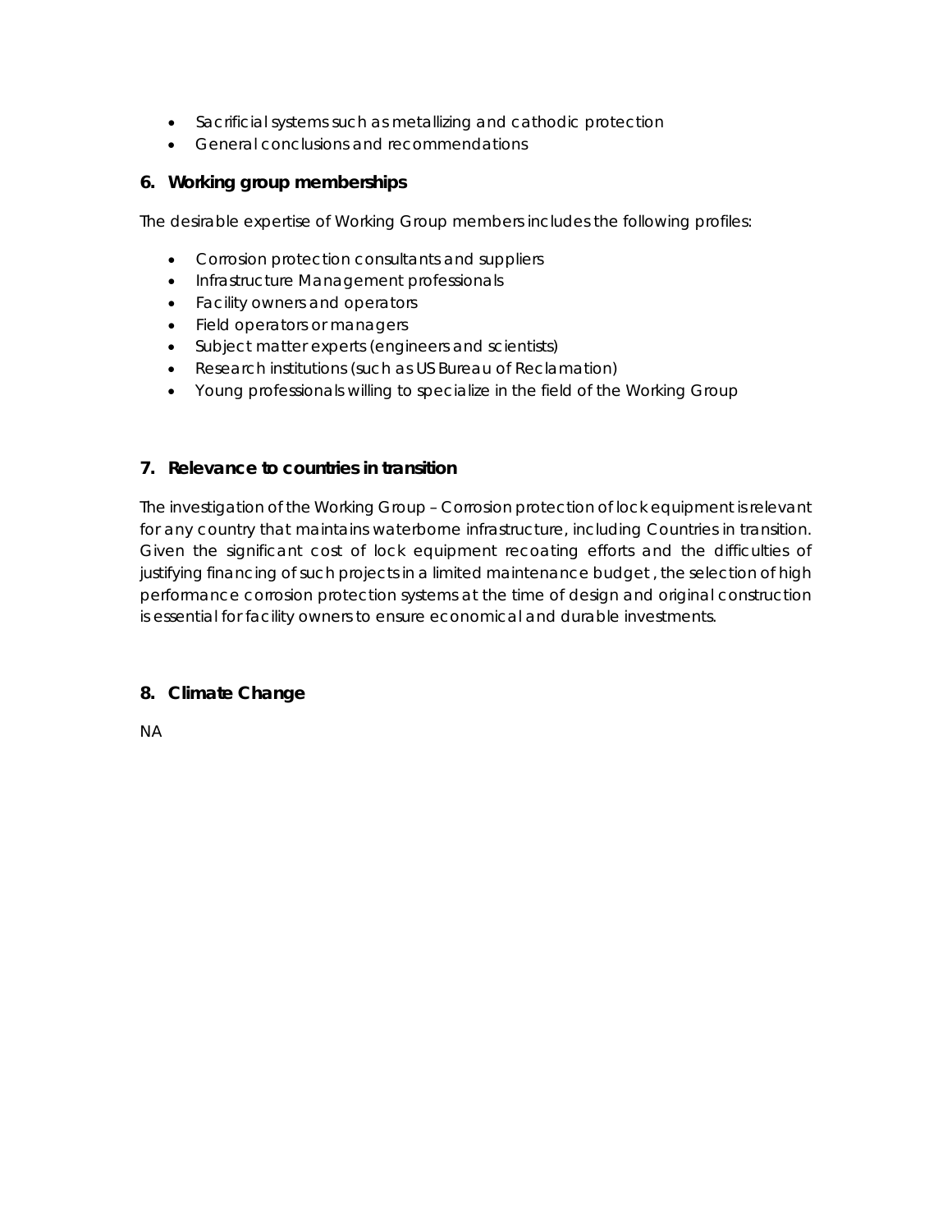- Sacrificial systems such as metallizing and cathodic protection
- General conclusions and recommendations

## 6. Working group memberships

The desirable expertise of Working Group members includes the following profiles:

- Corrosion protection consultants and suppliers
- Infrastructure Management professionals
- Facility owners and operators
- Field operators or managers
- Subject matter experts (engineers and scientists)
- Research institutions (such as US Bureau of Reclamation)
- Young professionals willing to specialize in the field of the Working Group

## 7. Relevance to countries in transition

The investigation of the Working Group – Corrosion protection of lock equipment is relevant for any country that maintains waterborne infrastructure, including Countries in transition. Given the significant cost of lock equipment recoating efforts and the difficulties of justifying financing of such projects in a limited maintenance budget , the selection of high performance corrosion protection systems at the time of design and original construction is essential for facility owners to ensure economical and durable investments.

## 8. Climate Change

NA